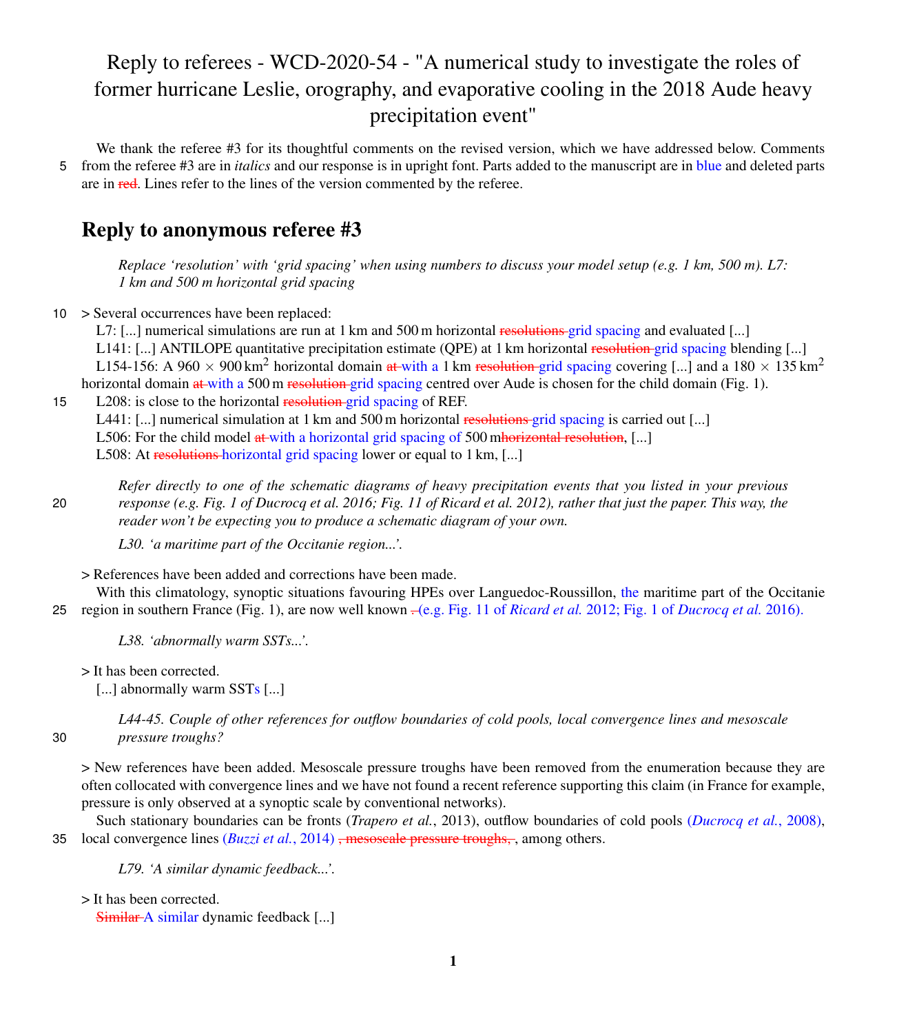# Reply to referees - WCD-2020-54 - "A numerical study to investigate the roles of former hurricane Leslie, orography, and evaporative cooling in the 2018 Aude heavy precipitation event"

We thank the referee #3 for its thoughtful comments on the revised version, which we have addressed below. Comments from the referee #3 are in *italics* and our response is in upright font. Parts added to the manuscript are in blue and deleted parts are in ~~red~~. Lines refer to the lines of the version commented by the referee.

## Reply to anonymous referee #3

*Replace 'resolution' with 'grid spacing' when using numbers to discuss your model setup (e.g. 1 km, 500 m). L7: 1 km and 500 m horizontal grid spacing*

> Several occurrences have been replaced:

L7: [...] numerical simulations are run at 1 km and 500 m horizontal ~~resolutions~~ grid spacing and evaluated [...]

L141: [...] ANTILOPE quantitative precipitation estimate (QPE) at 1 km horizontal ~~resolution~~ grid spacing blending [...]

L154-156: A 960 × 900 $km^2$ horizontal domain ~~at~~ with a 1 km ~~resolution~~ grid spacing covering [...] and a 180 × 135 $km^2$ horizontal domain ~~at~~ with a 500 m ~~resolution~~ grid spacing centred over Aude is chosen for the child domain (Fig. 1).

L208: is close to the horizontal ~~resolution~~ grid spacing of REF.

L441: [...] numerical simulation at 1 km and 500 m horizontal ~~resolutions~~ grid spacing is carried out [...]

L506: For the child model ~~at~~ with a horizontal grid spacing of 500 m~~horizontal resolution~~, [...]

L508: At ~~resolutions~~ horizontal grid spacing lower or equal to 1 km, [...]

*Refer directly to one of the schematic diagrams of heavy precipitation events that you listed in your previous response (e.g. Fig. 1 of Ducrocq et al. 2016; Fig. 11 of Ricard et al. 2012), rather that just the paper. This way, the reader won't be expecting you to produce a schematic diagram of your own.*

*L30. 'a maritime part of the Occitanie region...'.*

> References have been added and corrections have been made.

With this climatology, synoptic situations favouring HPEs over Languedoc-Roussillon, the maritime part of the Occitanie region in southern France (Fig. 1), are now well known ~~.~~ (e.g. Fig. 11 of *Ricard et al.* 2012; Fig. 1 of *Ducrocq et al.* 2016).

*L38. 'abnormally warm SSTs...'.*

> It has been corrected.

[...] abnormally warm SSTs [...]

*L44-45. Couple of other references for outflow boundaries of cold pools, local convergence lines and mesoscale pressure troughs?*

> New references have been added. Mesoscale pressure troughs have been removed from the enumeration because they are often collocated with convergence lines and we have not found a recent reference supporting this claim (in France for example, pressure is only observed at a synoptic scale by conventional networks).

Such stationary boundaries can be fronts (*Trapero et al.*, 2013), outflow boundaries of cold pools (*Ducrocq et al.*, 2008), local convergence lines (*Buzzi et al.*, 2014) ~~, mesoscale pressure troughs,~~ , among others.

*L79. 'A similar dynamic feedback...'.*

> It has been corrected.

~~Similar~~ A similar dynamic feedback [...]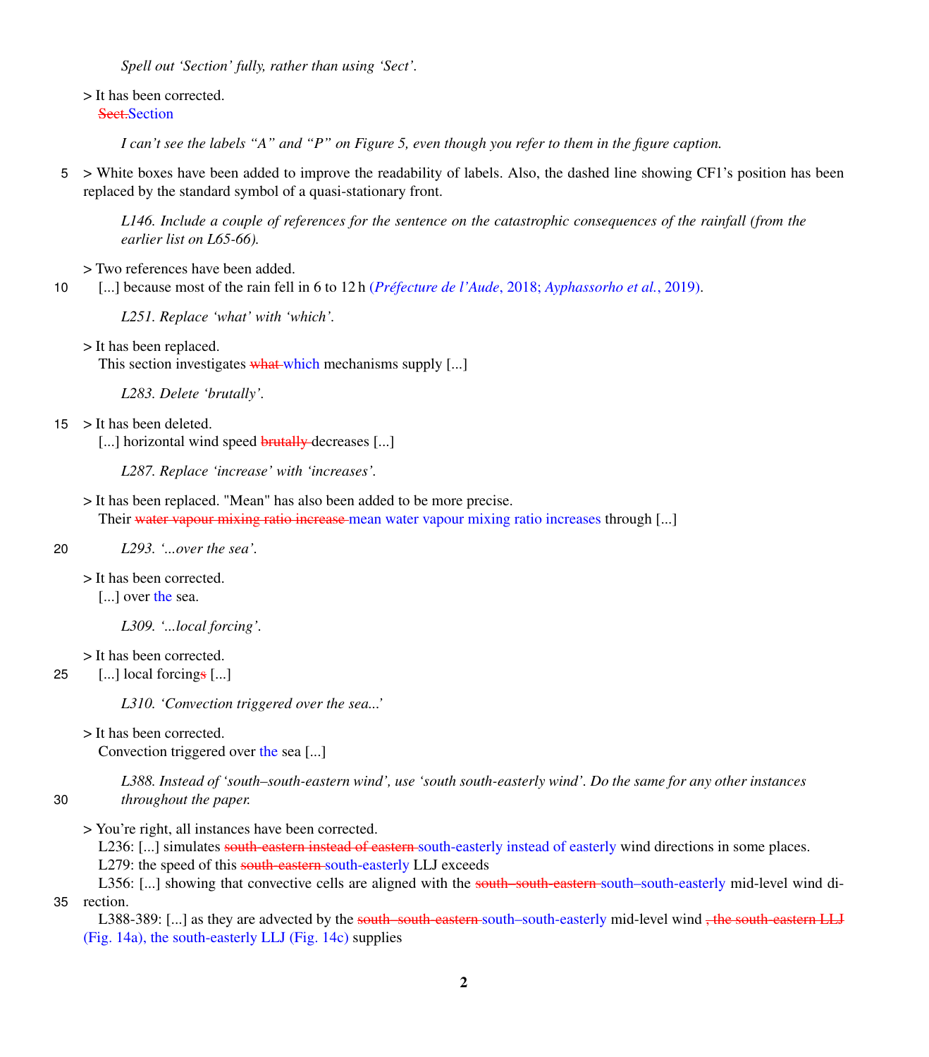*Spell out ‘Section’ fully, rather than using ‘Sect’.*

> It has been corrected.
~~Sect.~~Section

*I can’t see the labels “A” and “P” on Figure 5, even though you refer to them in the figure caption.*

> White boxes have been added to improve the readability of labels. Also, the dashed line showing CF1’s position has been replaced by the standard symbol of a quasi-stationary front.

*L146. Include a couple of references for the sentence on the catastrophic consequences of the rainfall (from the earlier list on L65-66).*

> Two references have been added.
[...] because most of the rain fell in 6 to 12 h (*Préfecture de l’Aude*, 2018; *Ayphassorho et al.*, 2019).

*L251. Replace ‘what’ with ‘which’.*

> It has been replaced.
This section investigates ~~what~~ which mechanisms supply [...]

*L283. Delete ‘brutally’.*

> It has been deleted.
[...] horizontal wind speed ~~brutally~~ decreases [...]

*L287. Replace ‘increase’ with ‘increases’.*

> It has been replaced. "Mean" has also been added to be more precise.
Their ~~water vapour mixing ratio increase~~ mean water vapour mixing ratio increases through [...]

*L293. ‘...over the sea’.*

> It has been corrected.
[...] over the sea.

*L309. ‘...local forcing’.*

> It has been corrected.
[...] local forcing~~s~~ [...]

*L310. ‘Convection triggered over the sea...’*

> It has been corrected.
Convection triggered over the sea [...]

*L388. Instead of ‘south–south-eastern wind’, use ‘south south-easterly wind’. Do the same for any other instances throughout the paper.*

> You’re right, all instances have been corrected.
L236: [...] simulates ~~south-eastern instead of eastern~~ south-easterly instead of easterly wind directions in some places.
L279: the speed of this ~~south-eastern~~ south-easterly LLJ exceeds
L356: [...] showing that convective cells are aligned with the ~~south–south-eastern~~ south–south-easterly mid-level wind direction.
L388-389: [...] as they are advected by the ~~south–south-eastern~~ south–south-easterly mid-level wind ~~, the south-eastern LLJ~~ (Fig. 14a), the south-easterly LLJ (Fig. 14c) supplies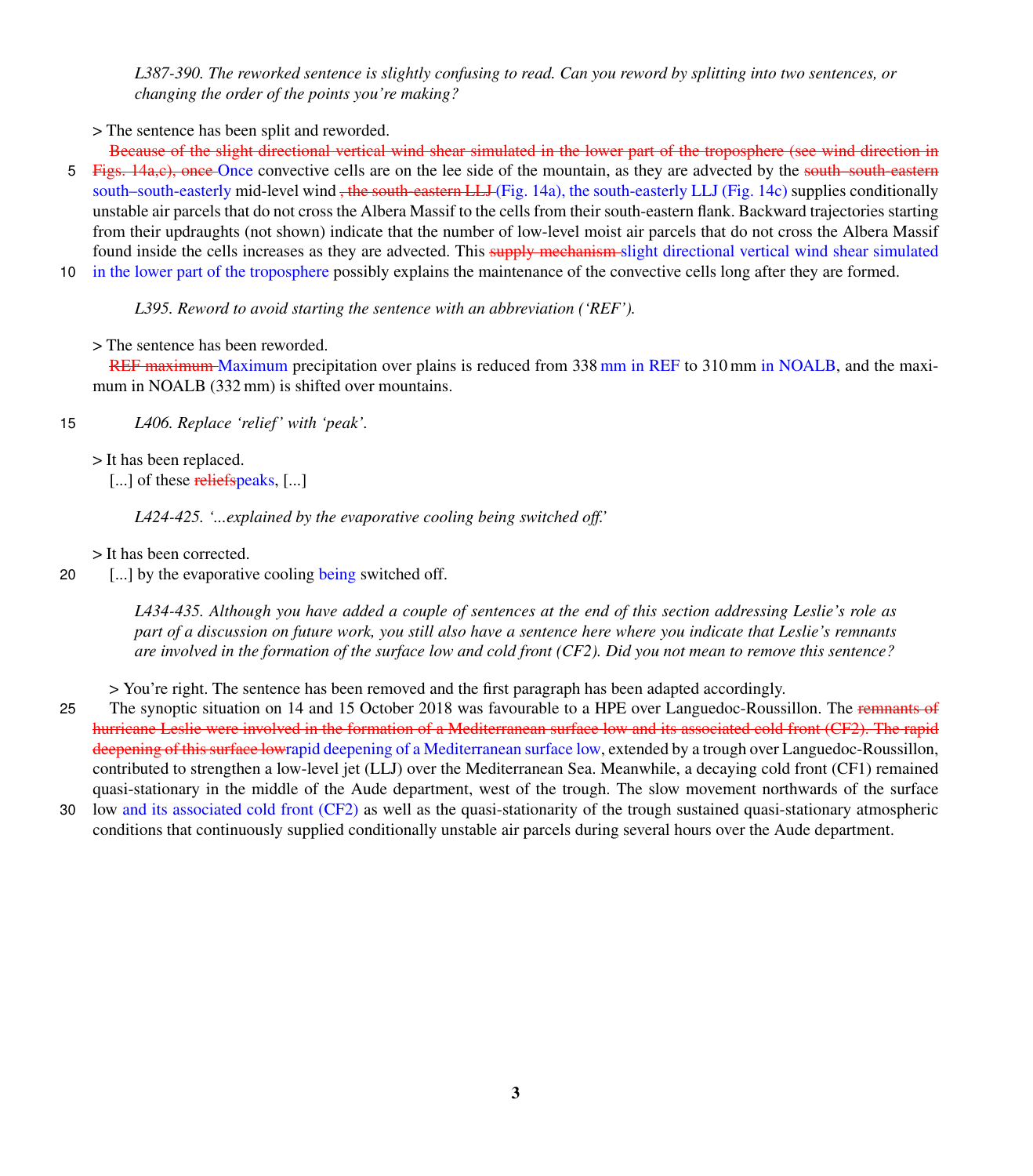*L387-390. The reworked sentence is slightly confusing to read. Can you reword by splitting into two sentences, or changing the order of the points you're making?*

> The sentence has been split and reworded.

~~Because of the slight directional vertical wind shear simulated in the lower part of the troposphere (see wind direction in Figs. 14a,c), once~~ Once convective cells are on the lee side of the mountain, as they are advected by the ~~south–south-eastern~~ south–south-easterly mid-level wind ~~, the south-eastern LLJ~~ (Fig. 14a), the south-easterly LLJ (Fig. 14c) supplies conditionally unstable air parcels that do not cross the Albera Massif to the cells from their south-eastern flank. Backward trajectories starting from their updraughts (not shown) indicate that the number of low-level moist air parcels that do not cross the Albera Massif found inside the cells increases as they are advected. This ~~supply mechanism~~ slight directional vertical wind shear simulated in the lower part of the troposphere possibly explains the maintenance of the convective cells long after they are formed.

*L395. Reword to avoid starting the sentence with an abbreviation ('REF').*

> The sentence has been reworded.

~~REF maximum~~ Maximum precipitation over plains is reduced from 338 mm in REF to 310 mm in NOALB, and the maximum in NOALB (332 mm) is shifted over mountains.

*L406. Replace 'relief' with 'peak'.*

> It has been replaced.

[...] of these ~~reliefs~~peaks, [...]

*L424-425. '...explained by the evaporative cooling being switched off.'*

> It has been corrected.

[...] by the evaporative cooling being switched off.

*L434-435. Although you have added a couple of sentences at the end of this section addressing Leslie's role as part of a discussion on future work, you still also have a sentence here where you indicate that Leslie's remnants are involved in the formation of the surface low and cold front (CF2). Did you not mean to remove this sentence?*

> You're right. The sentence has been removed and the first paragraph has been adapted accordingly.

The synoptic situation on 14 and 15 October 2018 was favourable to a HPE over Languedoc-Roussillon. The ~~remnants of hurricane Leslie were involved in the formation of a Mediterranean surface low and its associated cold front (CF2). The rapid deepening of this surface low~~rapid deepening of a Mediterranean surface low, extended by a trough over Languedoc-Roussillon, contributed to strengthen a low-level jet (LLJ) over the Mediterranean Sea. Meanwhile, a decaying cold front (CF1) remained quasi-stationary in the middle of the Aude department, west of the trough. The slow movement northwards of the surface low and its associated cold front (CF2) as well as the quasi-stationarity of the trough sustained quasi-stationary atmospheric conditions that continuously supplied conditionally unstable air parcels during several hours over the Aude department.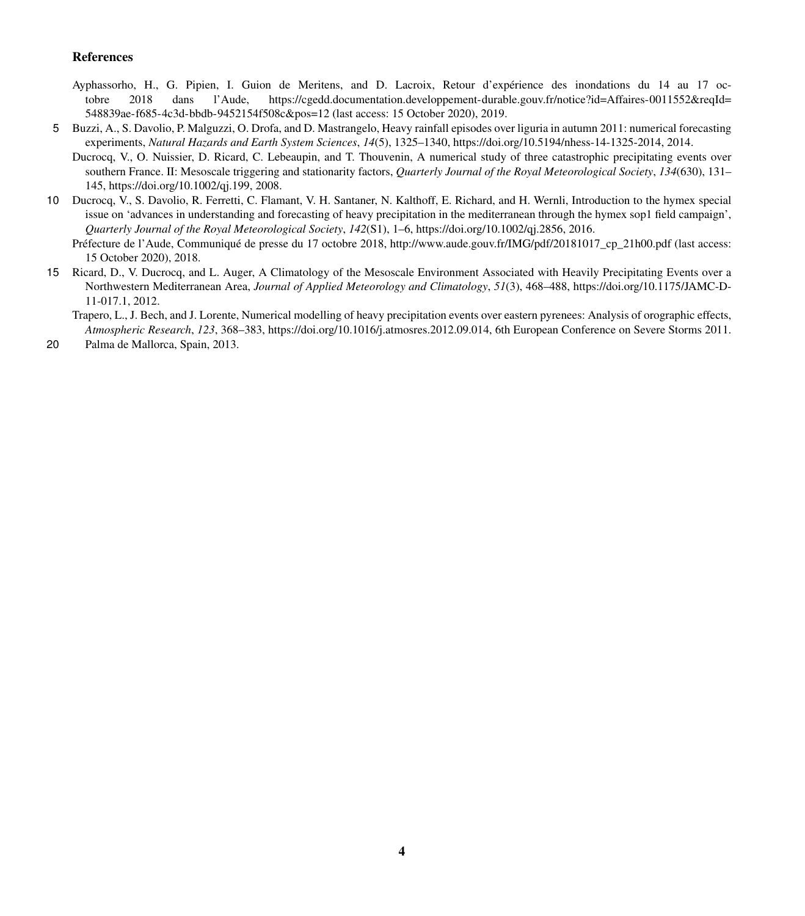## References

Ayphassorho, H., G. Pipien, I. Guion de Meritens, and D. Lacroix, Retour d'expérience des inondations du 14 au 17 octobre 2018 dans l'Aude, https://cgedd.documentation.developpement-durable.gouv.fr/notice?id=Affaires-0011552&reqId=548839ae-f685-4c3d-bbdb-9452154f508c&pos=12 (last access: 15 October 2020), 2019.

Buzzi, A., S. Davolio, P. Malguzzi, O. Drofa, and D. Mastrangelo, Heavy rainfall episodes over liguria in autumn 2011: numerical forecasting experiments, *Natural Hazards and Earth System Sciences*, *14*(5), 1325–1340, https://doi.org/10.5194/nhess-14-1325-2014, 2014.

Ducrocq, V., O. Nuissier, D. Ricard, C. Lebeaupin, and T. Thouvenin, A numerical study of three catastrophic precipitating events over southern France. II: Mesoscale triggering and stationarity factors, *Quarterly Journal of the Royal Meteorological Society*, *134*(630), 131–145, https://doi.org/10.1002/qj.199, 2008.

Ducrocq, V., S. Davolio, R. Ferretti, C. Flamant, V. H. Santaner, N. Kalthoff, E. Richard, and H. Wernli, Introduction to the hymex special issue on 'advances in understanding and forecasting of heavy precipitation in the mediterranean through the hymex sop1 field campaign', *Quarterly Journal of the Royal Meteorological Society*, *142*(S1), 1–6, https://doi.org/10.1002/qj.2856, 2016.

Préfecture de l'Aude, Communiqué de presse du 17 octobre 2018, http://www.aude.gouv.fr/IMG/pdf/20181017_cp_21h00.pdf (last access: 15 October 2020), 2018.

Ricard, D., V. Ducrocq, and L. Auger, A Climatology of the Mesoscale Environment Associated with Heavily Precipitating Events over a Northwestern Mediterranean Area, *Journal of Applied Meteorology and Climatology*, *51*(3), 468–488, https://doi.org/10.1175/JAMC-D-11-017.1, 2012.

Trapero, L., J. Bech, and J. Lorente, Numerical modelling of heavy precipitation events over eastern pyrenees: Analysis of orographic effects, *Atmospheric Research*, *123*, 368–383, https://doi.org/10.1016/j.atmosres.2012.09.014, 6th European Conference on Severe Storms 2011. Palma de Mallorca, Spain, 2013.